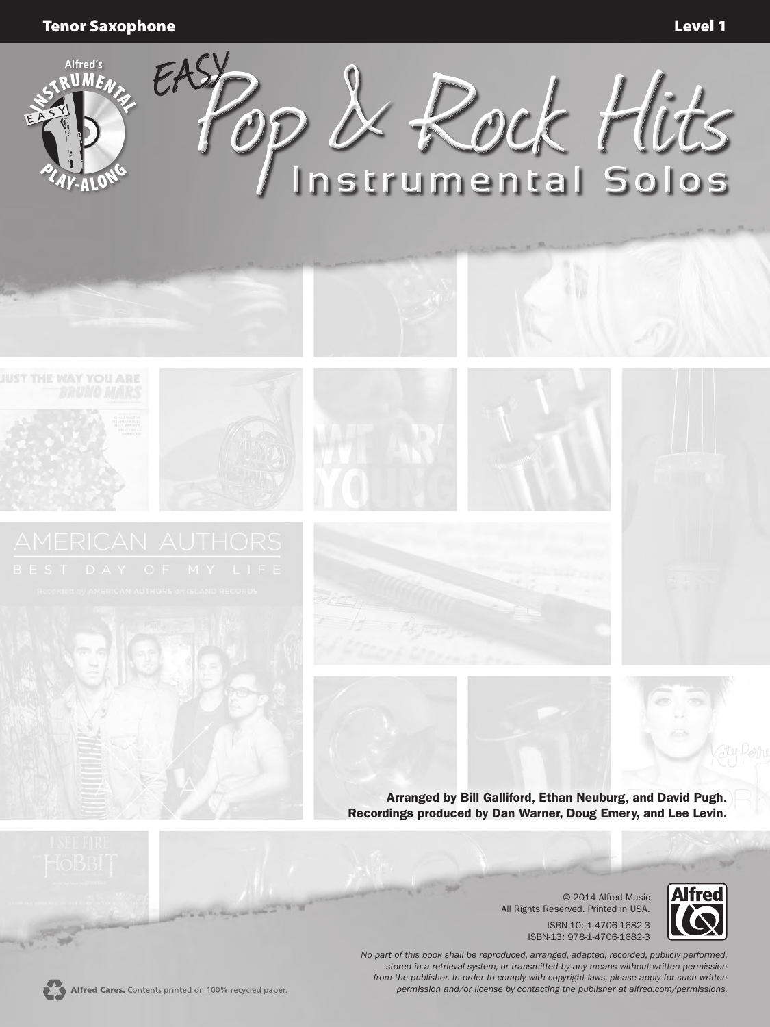**Tenor Saxophone** **Level 1**

Alfred's Instrumental Easy Play-Along

# Easy Pop & Rock Hits

## Instrumental Solos

**Arranged by Bill Galliford, Ethan Neuburg, and David Pugh.**
**Recordings produced by Dan Warner, Doug Emery, and Lee Levin.**

© 2014 Alfred Music
All Rights Reserved. Printed in USA.

ISBN-10: 1-4706-1682-3
ISBN-13: 978-1-4706-1682-3

*No part of this book shall be reproduced, arranged, adapted, recorded, publicly performed, stored in a retrieval system, or transmitted by any means without written permission from the publisher. In order to comply with copyright laws, please apply for such written permission and/or license by contacting the publisher at alfred.com/permissions.*

**Alfred Cares.** Contents printed on 100% recycled paper.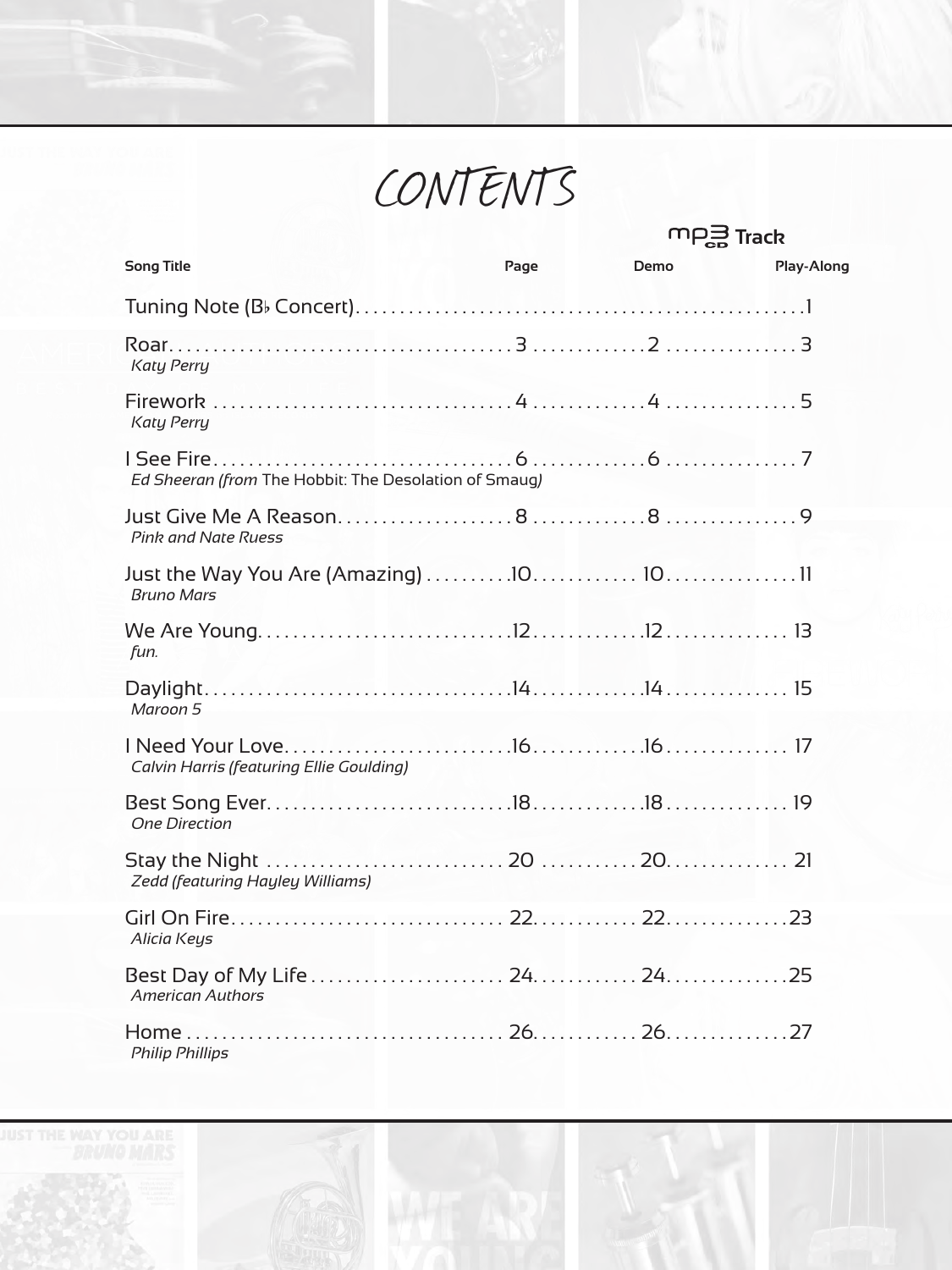# CONTENTS

| Song Title | Page | MP3 CD Track Demo | MP3 CD Track Play-Along |
|---|---|---|---|
| Tuning Note (B♭ Concert) | | | 1 |
| Roar<br>*Katy Perry* | 3 | 2 | 3 |
| Firework<br>*Katy Perry* | 4 | 4 | 5 |
| I See Fire<br>*Ed Sheeran (from* The Hobbit: The Desolation of Smaug*)* | 6 | 6 | 7 |
| Just Give Me A Reason<br>*Pink and Nate Ruess* | 8 | 8 | 9 |
| Just the Way You Are (Amazing)<br>*Bruno Mars* | 10 | 10 | 11 |
| We Are Young<br>*fun.* | 12 | 12 | 13 |
| Daylight<br>*Maroon 5* | 14 | 14 | 15 |
| I Need Your Love<br>*Calvin Harris (featuring Ellie Goulding)* | 16 | 16 | 17 |
| Best Song Ever<br>*One Direction* | 18 | 18 | 19 |
| Stay the Night<br>*Zedd (featuring Hayley Williams)* | 20 | 20 | 21 |
| Girl On Fire<br>*Alicia Keys* | 22 | 22 | 23 |
| Best Day of My Life<br>*American Authors* | 24 | 24 | 25 |
| Home<br>*Philip Phillips* | 26 | 26 | 27 |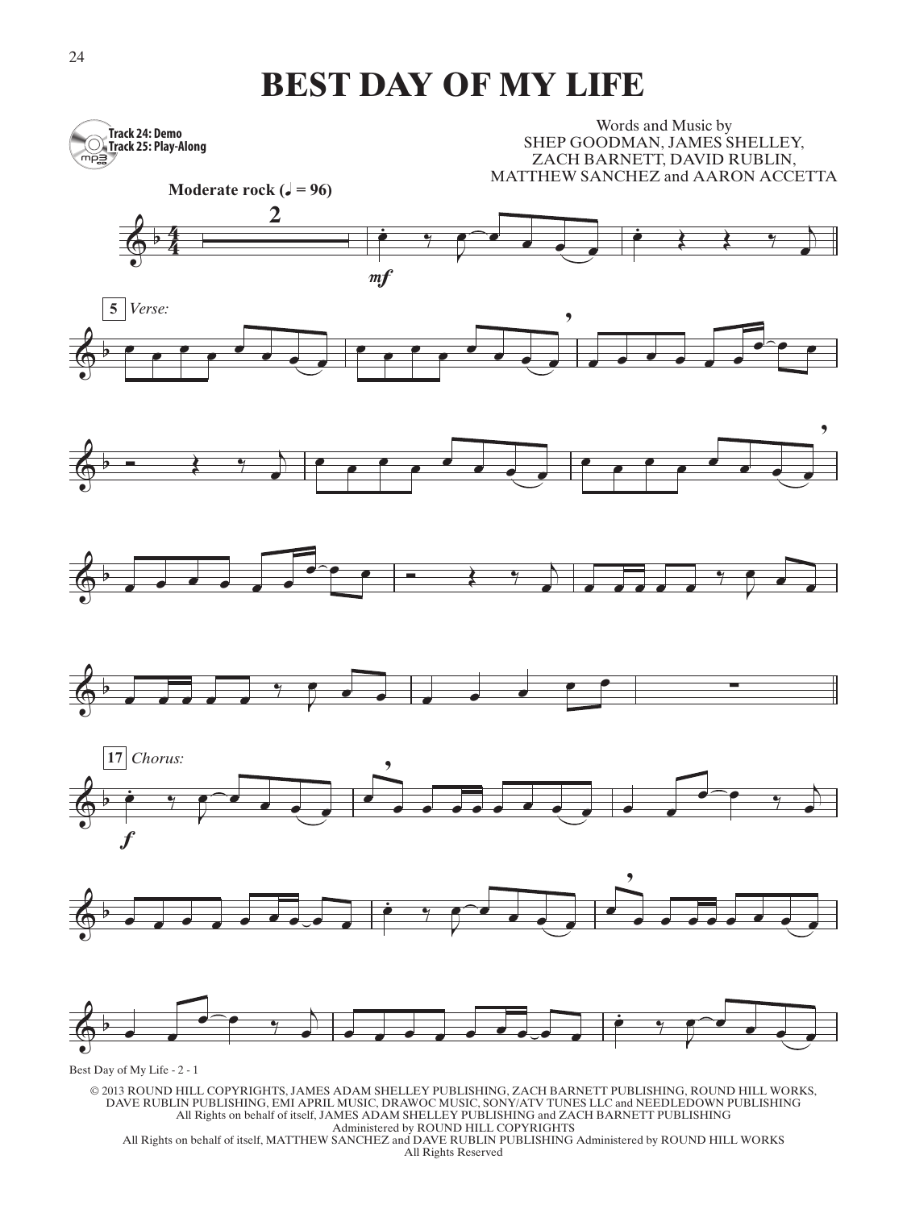# BEST DAY OF MY LIFE

Track 24: Demo
Track 25: Play-Along

Words and Music by
SHEP GOODMAN, JAMES SHELLEY,
ZACH BARNETT, DAVID RUBLIN,
MATTHEW SANCHEZ and AARON ACCETTA

Moderate rock (♩ = 96)

5 *Verse:*

17 *Chorus:*

Best Day of My Life - 2 - 1

© 2013 ROUND HILL COPYRIGHTS, JAMES ADAM SHELLEY PUBLISHING, ZACH BARNETT PUBLISHING, ROUND HILL WORKS, DAVE RUBLIN PUBLISHING, EMI APRIL MUSIC, DRAWOC MUSIC, SONY/ATV TUNES LLC and NEEDLEDOWN PUBLISHING
All Rights on behalf of itself, JAMES ADAM SHELLEY PUBLISHING and ZACH BARNETT PUBLISHING
Administered by ROUND HILL COPYRIGHTS
All Rights on behalf of itself, MATTHEW SANCHEZ and DAVE RUBLIN PUBLISHING Administered by ROUND HILL WORKS
All Rights Reserved